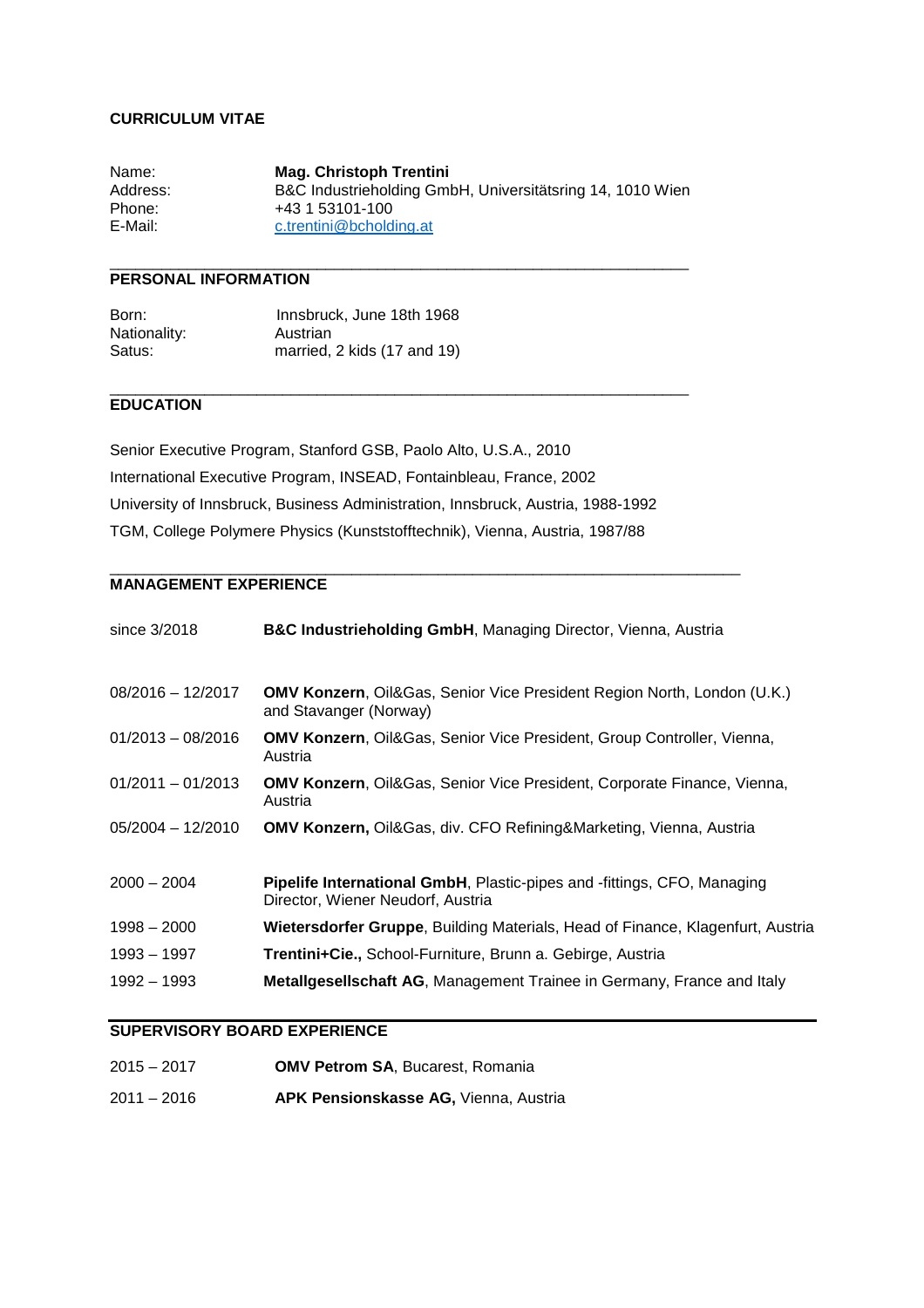# CURRICULUM VITAE

| | |
|---|---|
| Name: | **Mag. Christoph Trentini** |
| Address: | B&C Industrieholding GmbH, Universitätsring 14, 1010 Wien |
| Phone: | +43 1 53101-100 |
| E-Mail: | c.trentini@bcholding.at |

## PERSONAL INFORMATION

| | |
|---|---|
| Born: | Innsbruck, June 18th 1968 |
| Nationality: | Austrian |
| Satus: | married, 2 kids (17 and 19) |

## EDUCATION

Senior Executive Program, Stanford GSB, Paolo Alto, U.S.A., 2010

International Executive Program, INSEAD, Fontainbleau, France, 2002

University of Innsbruck, Business Administration, Innsbruck, Austria, 1988-1992

TGM, College Polymere Physics (Kunststofftechnik), Vienna, Austria, 1987/88

## MANAGEMENT EXPERIENCE

| | |
|---|---|
| since 3/2018 | **B&C Industrieholding GmbH**, Managing Director, Vienna, Austria |
| 08/2016 – 12/2017 | **OMV Konzern**, Oil&Gas, Senior Vice President Region North, London (U.K.) and Stavanger (Norway) |
| 01/2013 – 08/2016 | **OMV Konzern**, Oil&Gas, Senior Vice President, Group Controller, Vienna, Austria |
| 01/2011 – 01/2013 | **OMV Konzern**, Oil&Gas, Senior Vice President, Corporate Finance, Vienna, Austria |
| 05/2004 – 12/2010 | **OMV Konzern,** Oil&Gas, div. CFO Refining&Marketing, Vienna, Austria |
| 2000 – 2004 | **Pipelife International GmbH**, Plastic-pipes and -fittings, CFO, Managing Director, Wiener Neudorf, Austria |
| 1998 – 2000 | **Wietersdorfer Gruppe**, Building Materials, Head of Finance, Klagenfurt, Austria |
| 1993 – 1997 | **Trentini+Cie.,** School-Furniture, Brunn a. Gebirge, Austria |
| 1992 – 1993 | **Metallgesellschaft AG**, Management Trainee in Germany, France and Italy |

## SUPERVISORY BOARD EXPERIENCE

| | |
|---|---|
| 2015 – 2017 | **OMV Petrom SA**, Bucarest, Romania |
| 2011 – 2016 | **APK Pensionskasse AG,** Vienna, Austria |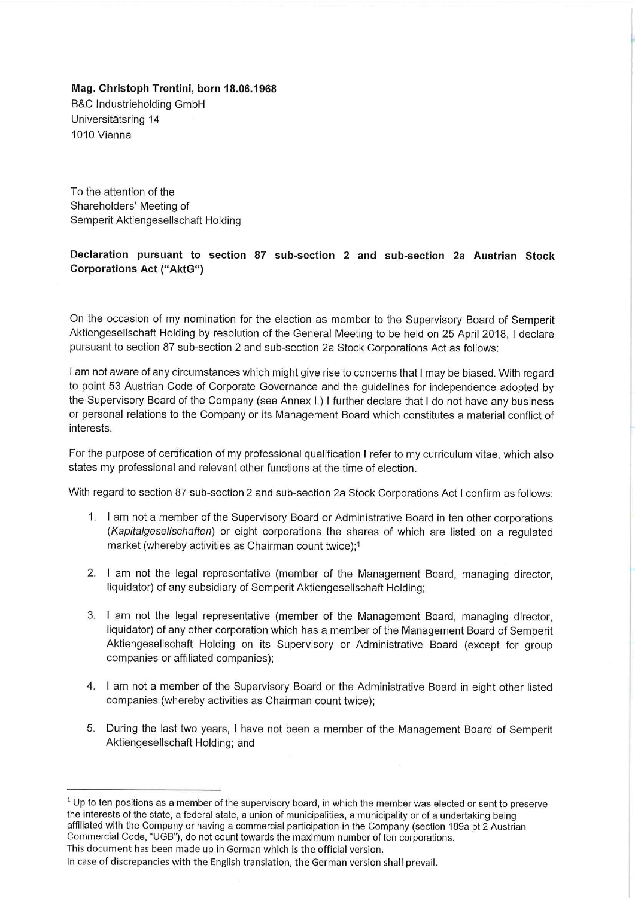**Mag. Christoph Trentini, born 18.06.1968**
B&C Industrieholding GmbH
Universitätsring 14
1010 Vienna

To the attention of the
Shareholders' Meeting of
Semperit Aktiengesellschaft Holding

**Declaration pursuant to section 87 sub-section 2 and sub-section 2a Austrian Stock Corporations Act ("AktG")**

On the occasion of my nomination for the election as member to the Supervisory Board of Semperit Aktiengesellschaft Holding by resolution of the General Meeting to be held on 25 April 2018, I declare pursuant to section 87 sub-section 2 and sub-section 2a Stock Corporations Act as follows:

I am not aware of any circumstances which might give rise to concerns that I may be biased. With regard to point 53 Austrian Code of Corporate Governance and the guidelines for independence adopted by the Supervisory Board of the Company (see Annex I.) I further declare that I do not have any business or personal relations to the Company or its Management Board which constitutes a material conflict of interests.

For the purpose of certification of my professional qualification I refer to my curriculum vitae, which also states my professional and relevant other functions at the time of election.

With regard to section 87 sub-section 2 and sub-section 2a Stock Corporations Act I confirm as follows:

1. I am not a member of the Supervisory Board or Administrative Board in ten other corporations (*Kapitalgesellschaften*) or eight corporations the shares of which are listed on a regulated market (whereby activities as Chairman count twice);[1]

2. I am not the legal representative (member of the Management Board, managing director, liquidator) of any subsidiary of Semperit Aktiengesellschaft Holding;

3. I am not the legal representative (member of the Management Board, managing director, liquidator) of any other corporation which has a member of the Management Board of Semperit Aktiengesellschaft Holding on its Supervisory or Administrative Board (except for group companies or affiliated companies);

4. I am not a member of the Supervisory Board or the Administrative Board in eight other listed companies (whereby activities as Chairman count twice);

5. During the last two years, I have not been a member of the Management Board of Semperit Aktiengesellschaft Holding; and

---

[1] Up to ten positions as a member of the supervisory board, in which the member was elected or sent to preserve the interests of the state, a federal state, a union of municipalities, a municipality or of a undertaking being affiliated with the Company or having a commercial participation in the Company (section 189a pt 2 Austrian Commercial Code, "UGB"), do not count towards the maximum number of ten corporations.

This document has been made up in German which is the official version.

In case of discrepancies with the English translation, the German version shall prevail.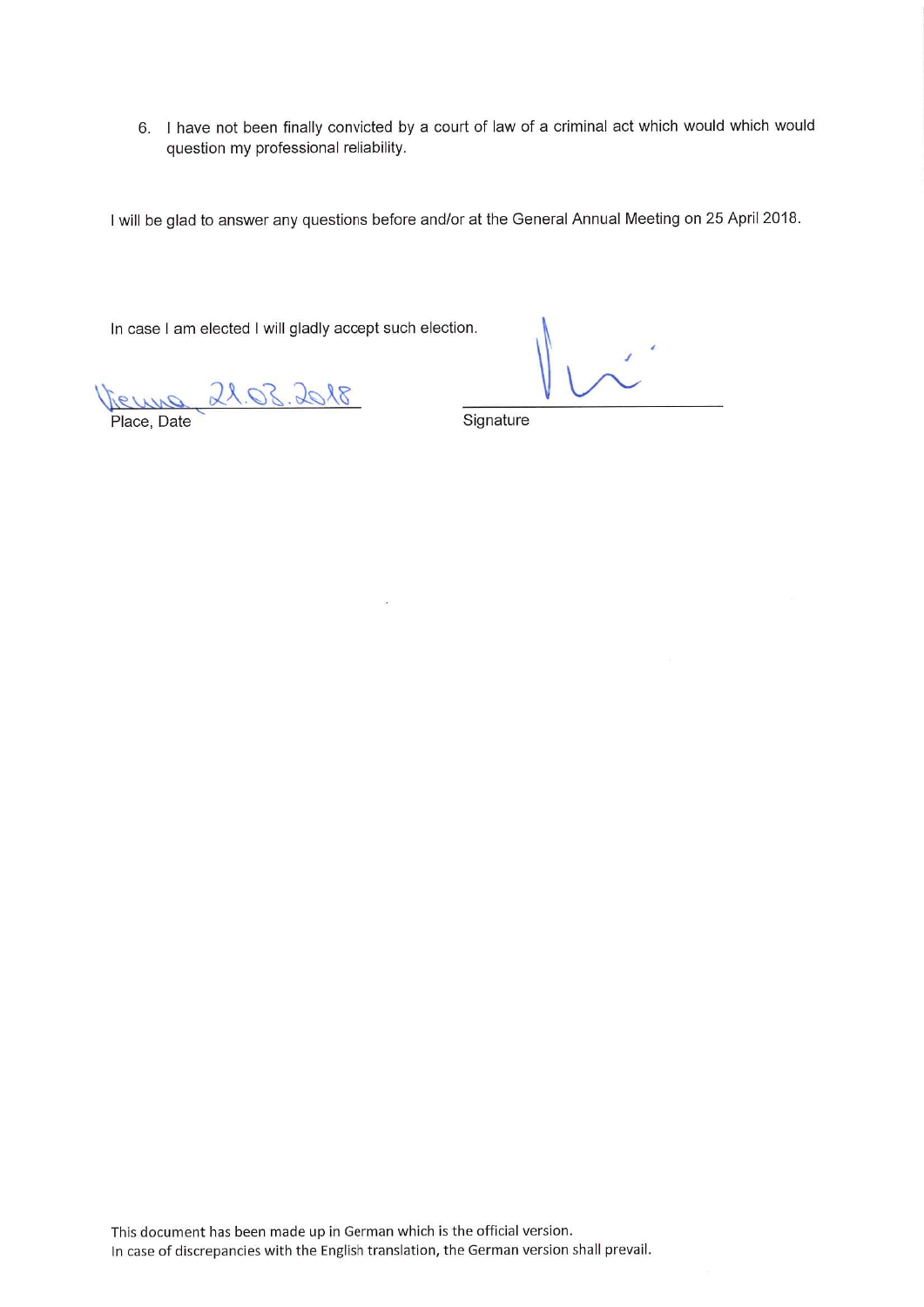6. I have not been finally convicted by a court of law of a criminal act which would which would question my professional reliability.

I will be glad to answer any questions before and/or at the General Annual Meeting on 25 April 2018.

In case I am elected I will gladly accept such election.

Vienna, 21.03.2018
Place, Date

Signature

This document has been made up in German which is the official version.
In case of discrepancies with the English translation, the German version shall prevail.